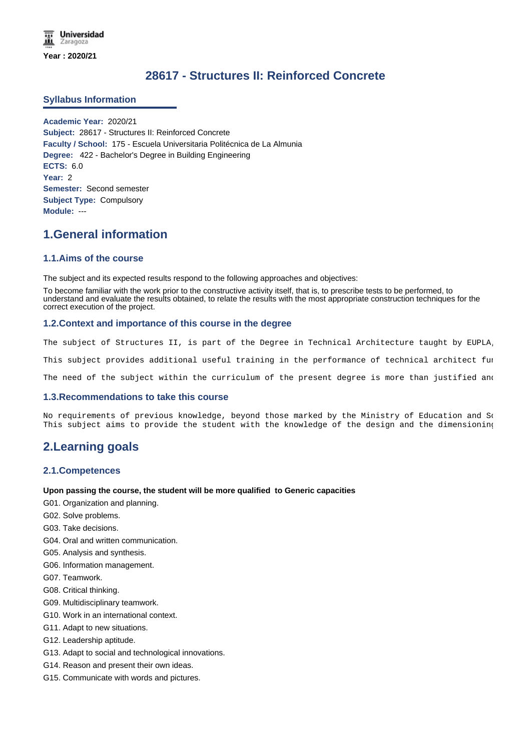Year : 2020/21

# 28617 - Structures II: Reinforced Concrete

## Syllabus Information

**Academic Year:** 2020/21
**Subject:** 28617 - Structures II: Reinforced Concrete
**Faculty / School:** 175 - Escuela Universitaria Politécnica de La Almunia
**Degree:** 422 - Bachelor's Degree in Building Engineering
**ECTS:** 6.0
**Year:** 2
**Semester:** Second semester
**Subject Type:** Compulsory
**Module:** ---

# 1.General information

### 1.1.Aims of the course

The subject and its expected results respond to the following approaches and objectives:

To become familiar with the work prior to the constructive activity itself, that is, to prescribe tests to be performed, to understand and evaluate the results obtained, to relate the results with the most appropriate construction techniques for the correct execution of the project.

### 1.2.Context and importance of this course in the degree

The subject of Structures II, is part of the Degree in Technical Architecture taught by EUPLA,

This subject provides additional useful training in the performance of technical architect fu

The need of the subject within the curriculum of the present degree is more than justified an

### 1.3.Recommendations to take this course

No requirements of previous knowledge, beyond those marked by the Ministry of Education and S
This subject aims to provide the student with the knowledge of the design and the dimensionin

# 2.Learning goals

### 2.1.Competences

**Upon passing the course, the student will be more qualified to Generic capacities**

G01. Organization and planning.
G02. Solve problems.
G03. Take decisions.
G04. Oral and written communication.
G05. Analysis and synthesis.
G06. Information management.
G07. Teamwork.
G08. Critical thinking.
G09. Multidisciplinary teamwork.
G10. Work in an international context.
G11. Adapt to new situations.
G12. Leadership aptitude.
G13. Adapt to social and technological innovations.
G14. Reason and present their own ideas.
G15. Communicate with words and pictures.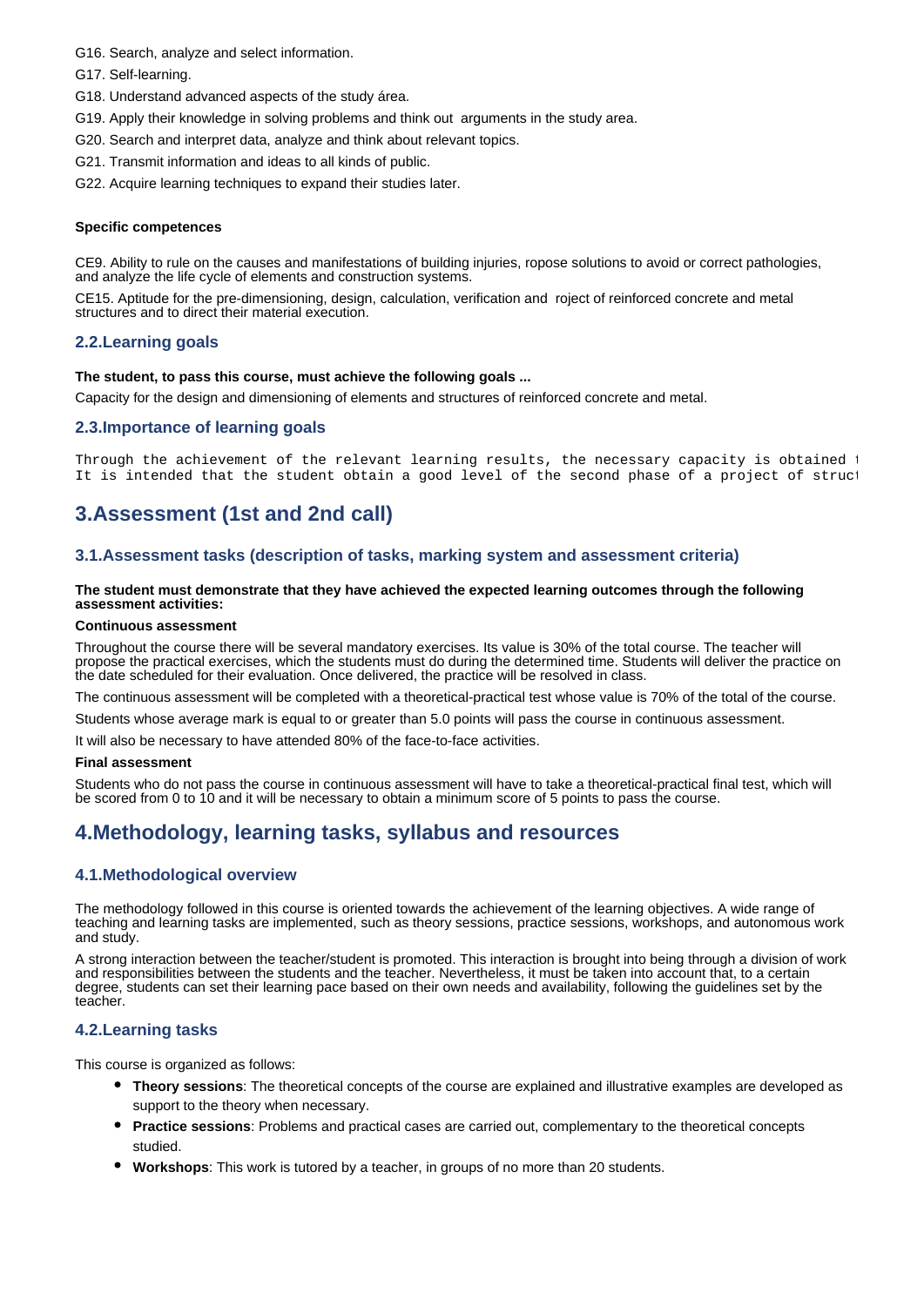G16. Search, analyze and select information.

G17. Self-learning.

G18. Understand advanced aspects of the study área.

G19. Apply their knowledge in solving problems and think out arguments in the study area.

G20. Search and interpret data, analyze and think about relevant topics.

G21. Transmit information and ideas to all kinds of public.

G22. Acquire learning techniques to expand their studies later.

**Specific competences**

CE9. Ability to rule on the causes and manifestations of building injuries, ropose solutions to avoid or correct pathologies, and analyze the life cycle of elements and construction systems.

CE15. Aptitude for the pre-dimensioning, design, calculation, verification and roject of reinforced concrete and metal structures and to direct their material execution.

### 2.2.Learning goals

**The student, to pass this course, must achieve the following goals ...**

Capacity for the design and dimensioning of elements and structures of reinforced concrete and metal.

### 2.3.Importance of learning goals

```
Through the achievement of the relevant learning results, the necessary capacity is obtained t
It is intended that the student obtain a good level of the second phase of a project of struct
```

## 3.Assessment (1st and 2nd call)

### 3.1.Assessment tasks (description of tasks, marking system and assessment criteria)

**The student must demonstrate that they have achieved the expected learning outcomes through the following assessment activities:**

**Continuous assessment**

Throughout the course there will be several mandatory exercises. Its value is 30% of the total course. The teacher will propose the practical exercises, which the students must do during the determined time. Students will deliver the practice on the date scheduled for their evaluation. Once delivered, the practice will be resolved in class.

The continuous assessment will be completed with a theoretical-practical test whose value is 70% of the total of the course.

Students whose average mark is equal to or greater than 5.0 points will pass the course in continuous assessment.

It will also be necessary to have attended 80% of the face-to-face activities.

**Final assessment**

Students who do not pass the course in continuous assessment will have to take a theoretical-practical final test, which will be scored from 0 to 10 and it will be necessary to obtain a minimum score of 5 points to pass the course.

## 4.Methodology, learning tasks, syllabus and resources

### 4.1.Methodological overview

The methodology followed in this course is oriented towards the achievement of the learning objectives. A wide range of teaching and learning tasks are implemented, such as theory sessions, practice sessions, workshops, and autonomous work and study.

A strong interaction between the teacher/student is promoted. This interaction is brought into being through a division of work and responsibilities between the students and the teacher. Nevertheless, it must be taken into account that, to a certain degree, students can set their learning pace based on their own needs and availability, following the guidelines set by the teacher.

### 4.2.Learning tasks

This course is organized as follows:

- **Theory sessions**: The theoretical concepts of the course are explained and illustrative examples are developed as support to the theory when necessary.
- **Practice sessions**: Problems and practical cases are carried out, complementary to the theoretical concepts studied.
- **Workshops**: This work is tutored by a teacher, in groups of no more than 20 students.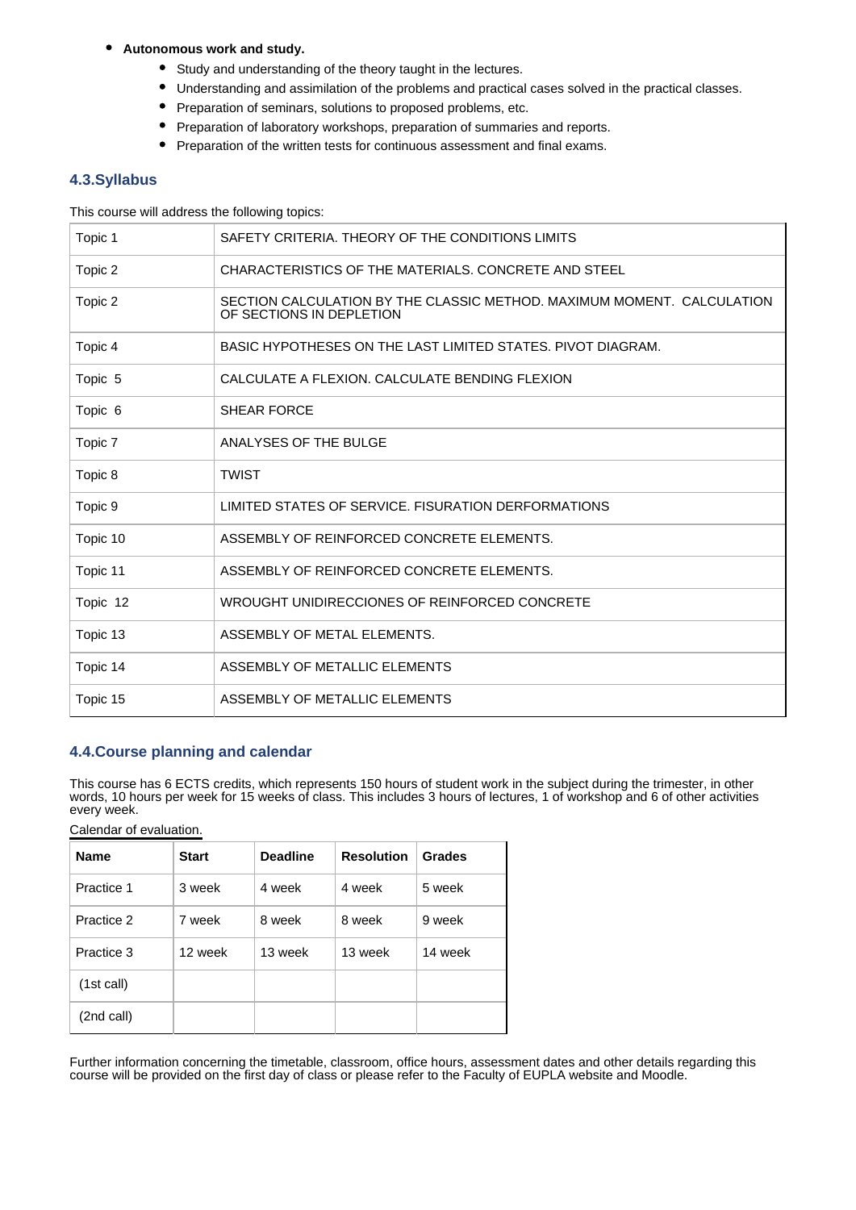- **Autonomous work and study.**
  - Study and understanding of the theory taught in the lectures.
  - Understanding and assimilation of the problems and practical cases solved in the practical classes.
  - Preparation of seminars, solutions to proposed problems, etc.
  - Preparation of laboratory workshops, preparation of summaries and reports.
  - Preparation of the written tests for continuous assessment and final exams.

### 4.3.Syllabus

This course will address the following topics:

| | |
|---|---|
| Topic 1 | SAFETY CRITERIA. THEORY OF THE CONDITIONS LIMITS |
| Topic 2 | CHARACTERISTICS OF THE MATERIALS. CONCRETE AND STEEL |
| Topic 2 | SECTION CALCULATION BY THE CLASSIC METHOD. MAXIMUM MOMENT. CALCULATION OF SECTIONS IN DEPLETION |
| Topic 4 | BASIC HYPOTHESES ON THE LAST LIMITED STATES. PIVOT DIAGRAM. |
| Topic 5 | CALCULATE A FLEXION. CALCULATE BENDING FLEXION |
| Topic 6 | SHEAR FORCE |
| Topic 7 | ANALYSES OF THE BULGE |
| Topic 8 | TWIST |
| Topic 9 | LIMITED STATES OF SERVICE. FISURATION DERFORMATIONS |
| Topic 10 | ASSEMBLY OF REINFORCED CONCRETE ELEMENTS. |
| Topic 11 | ASSEMBLY OF REINFORCED CONCRETE ELEMENTS. |
| Topic 12 | WROUGHT UNIDIRECCIONES OF REINFORCED CONCRETE |
| Topic 13 | ASSEMBLY OF METAL ELEMENTS. |
| Topic 14 | ASSEMBLY OF METALLIC ELEMENTS |
| Topic 15 | ASSEMBLY OF METALLIC ELEMENTS |

### 4.4.Course planning and calendar

This course has 6 ECTS credits, which represents 150 hours of student work in the subject during the trimester, in other words, 10 hours per week for 15 weeks of class. This includes 3 hours of lectures, 1 of workshop and 6 of other activities every week.

Calendar of evaluation.

| Name | Start | Deadline | Resolution | Grades |
|---|---|---|---|---|
| Practice 1 | 3 week | 4 week | 4 week | 5 week |
| Practice 2 | 7 week | 8 week | 8 week | 9 week |
| Practice 3 | 12 week | 13 week | 13 week | 14 week |
| (1st call) | | | | |
| (2nd call) | | | | |

Further information concerning the timetable, classroom, office hours, assessment dates and other details regarding this course will be provided on the first day of class or please refer to the Faculty of EUPLA website and Moodle.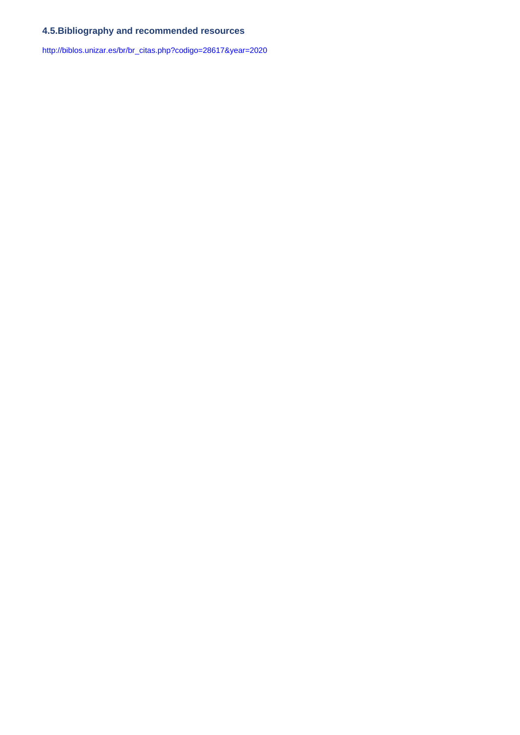### 4.5.Bibliography and recommended resources

http://biblos.unizar.es/br/br_citas.php?codigo=28617&year=2020